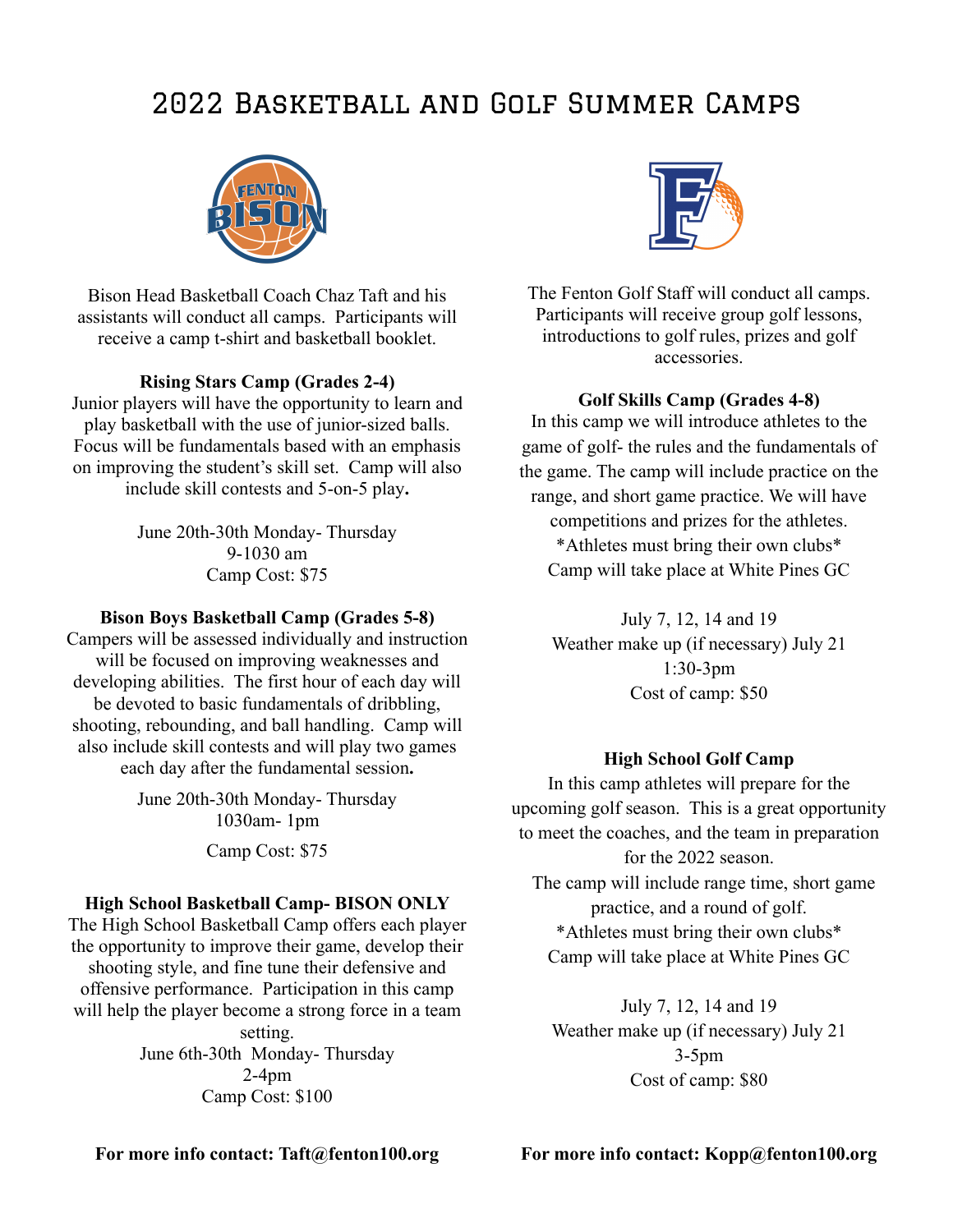# 2022 Basketball and Golf Summer Camps

Bison Head Basketball Coach Chaz Taft and his assistants will conduct all camps. Participants will receive a camp t-shirt and basketball booklet.

**Rising Stars Camp (Grades 2-4)**

Junior players will have the opportunity to learn and play basketball with the use of junior-sized balls. Focus will be fundamentals based with an emphasis on improving the student's skill set. Camp will also include skill contests and 5-on-5 play**.**

June 20th-30th Monday- Thursday
9-1030 am
Camp Cost: $75

**Bison Boys Basketball Camp (Grades 5-8)**

Campers will be assessed individually and instruction will be focused on improving weaknesses and developing abilities. The first hour of each day will be devoted to basic fundamentals of dribbling, shooting, rebounding, and ball handling. Camp will also include skill contests and will play two games each day after the fundamental session**.**

June 20th-30th Monday- Thursday
1030am- 1pm

Camp Cost: $75

**High School Basketball Camp- BISON ONLY**

The High School Basketball Camp offers each player the opportunity to improve their game, develop their shooting style, and fine tune their defensive and offensive performance. Participation in this camp will help the player become a strong force in a team setting.
June 6th-30th Monday- Thursday
2-4pm
Camp Cost: $100

**For more info contact: Taft@fenton100.org**

The Fenton Golf Staff will conduct all camps. Participants will receive group golf lessons, introductions to golf rules, prizes and golf accessories.

**Golf Skills Camp (Grades 4-8)**

In this camp we will introduce athletes to the game of golf- the rules and the fundamentals of the game. The camp will include practice on the range, and short game practice. We will have competitions and prizes for the athletes.
*Athletes must bring their own clubs*
Camp will take place at White Pines GC

July 7, 12, 14 and 19
Weather make up (if necessary) July 21
1:30-3pm
Cost of camp: $50

**High School Golf Camp**

In this camp athletes will prepare for the upcoming golf season. This is a great opportunity to meet the coaches, and the team in preparation for the 2022 season.
The camp will include range time, short game practice, and a round of golf.
*Athletes must bring their own clubs*
Camp will take place at White Pines GC

July 7, 12, 14 and 19
Weather make up (if necessary) July 21
3-5pm
Cost of camp: $80

**For more info contact: Kopp@fenton100.org**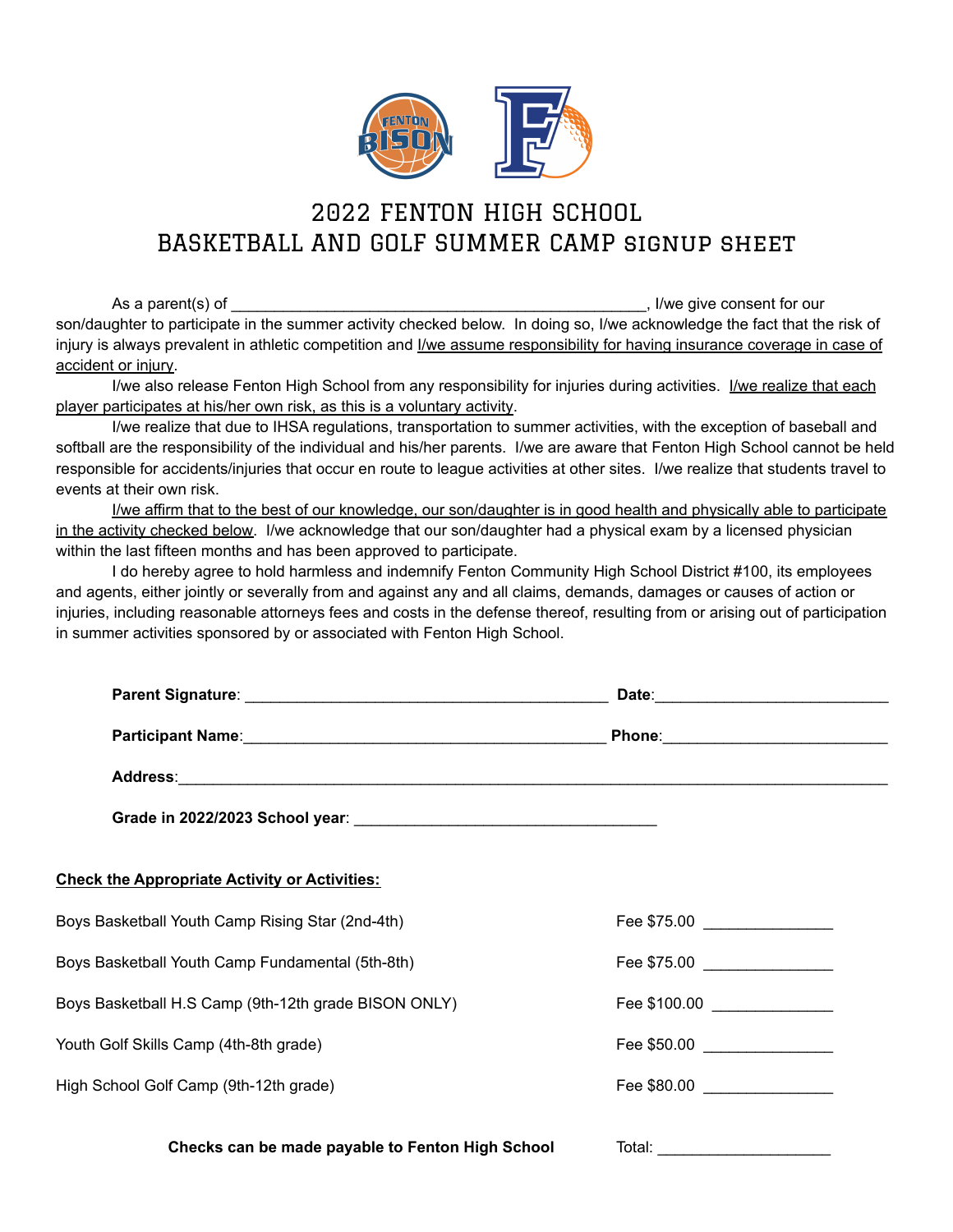# 2022 FENTON HIGH SCHOOL
# BASKETBALL AND GOLF SUMMER CAMP SIGNUP SHEET

As a parent(s) of ________________________________________________, I/we give consent for our son/daughter to participate in the summer activity checked below. In doing so, I/we acknowledge the fact that the risk of injury is always prevalent in athletic competition and I/we assume responsibility for having insurance coverage in case of accident or injury.

I/we also release Fenton High School from any responsibility for injuries during activities. I/we realize that each player participates at his/her own risk, as this is a voluntary activity.

I/we realize that due to IHSA regulations, transportation to summer activities, with the exception of baseball and softball are the responsibility of the individual and his/her parents. I/we are aware that Fenton High School cannot be held responsible for accidents/injuries that occur en route to league activities at other sites. I/we realize that students travel to events at their own risk.

I/we affirm that to the best of our knowledge, our son/daughter is in good health and physically able to participate in the activity checked below. I/we acknowledge that our son/daughter had a physical exam by a licensed physician within the last fifteen months and has been approved to participate.

I do hereby agree to hold harmless and indemnify Fenton Community High School District #100, its employees and agents, either jointly or severally from and against any and all claims, demands, damages or causes of action or injuries, including reasonable attorneys fees and costs in the defense thereof, resulting from or arising out of participation in summer activities sponsored by or associated with Fenton High School.

**Parent Signature**: __________________________________________ **Date**:__________________________

**Participant Name**:__________________________________________ **Phone**:_________________________

**Address**:_________________________________________________________________________________

**Grade in 2022/2023 School year**: ___________________________________

**Check the Appropriate Activity or Activities:**

Boys Basketball Youth Camp Rising Star (2nd-4th) Fee $75.00 ______________

Boys Basketball Youth Camp Fundamental (5th-8th) Fee $75.00 ______________

Boys Basketball H.S Camp (9th-12th grade BISON ONLY) Fee $100.00 _____________

Youth Golf Skills Camp (4th-8th grade) Fee $50.00 ______________

High School Golf Camp (9th-12th grade) Fee $80.00 ______________

**Checks can be made payable to Fenton High School** Total: ___________________